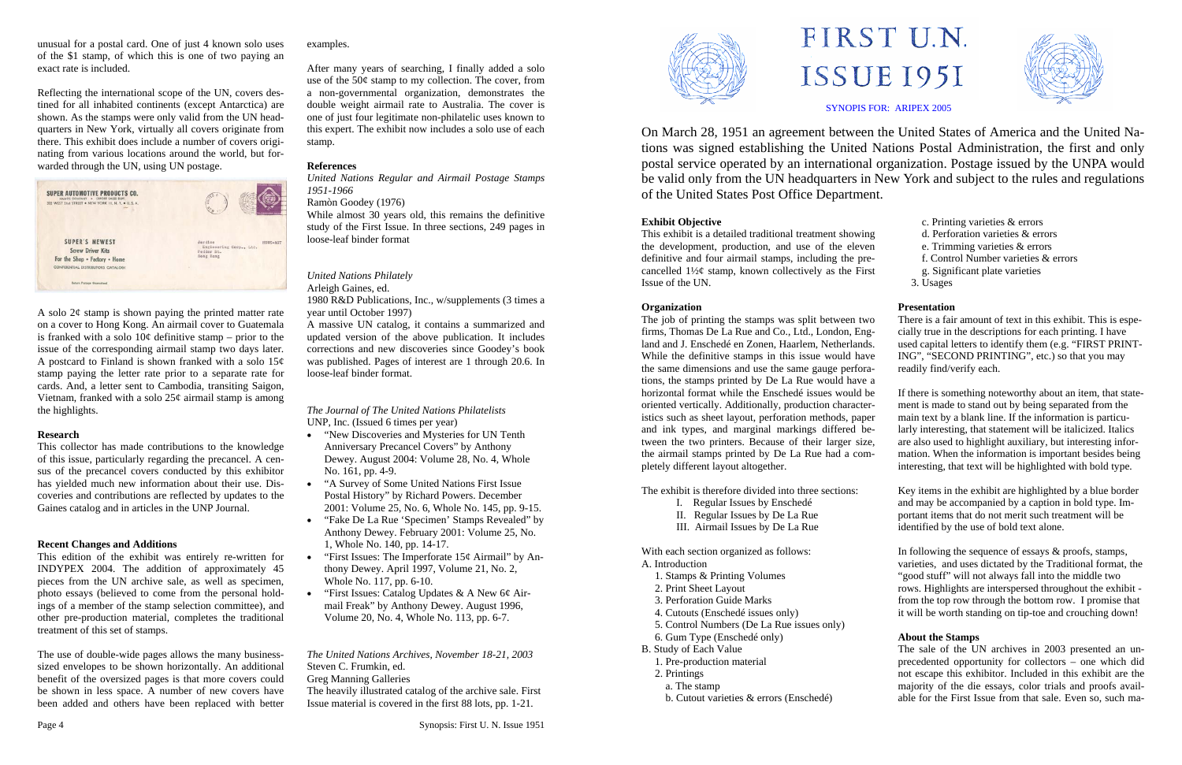unusual for a postal card. One of just 4 known solo uses of the $1 stamp, of which this is one of two paying an exact rate is included.

Reflecting the international scope of the UN, covers destined for all inhabited continents (except Antarctica) are shown. As the stamps were only valid from the UN headquarters in New York, virtually all covers originate from there. This exhibit does include a number of covers originating from various locations around the world, but forwarded through the UN, using UN postage.

A solo 2¢ stamp is shown paying the printed matter rate on a cover to Hong Kong. An airmail cover to Guatemala is franked with a solo 10¢ definitive stamp – prior to the issue of the corresponding airmail stamp two days later. A postcard to Finland is shown franked with a solo 15¢ stamp paying the letter rate prior to a separate rate for cards. And, a letter sent to Cambodia, transiting Saigon, Vietnam, franked with a solo 25¢ airmail stamp is among the highlights.

### Research

This collector has made contributions to the knowledge of this issue, particularly regarding the precancel. A census of the precancel covers conducted by this exhibitor has yielded much new information about their use. Discoveries and contributions are reflected by updates to the Gaines catalog and in articles in the UNP Journal.

### Recent Changes and Additions

This edition of the exhibit was entirely re-written for INDYPEX 2004. The addition of approximately 45 pieces from the UN archive sale, as well as specimen, photo essays (believed to come from the personal holdings of a member of the stamp selection committee), and other pre-production material, completes the traditional treatment of this set of stamps.

The use of double-wide pages allows the many business-sized envelopes to be shown horizontally. An additional benefit of the oversized pages is that more covers could be shown in less space. A number of new covers have been added and others have been replaced with better examples.

After many years of searching, I finally added a solo use of the 50¢ stamp to my collection. The cover, from a non-governmental organization, demonstrates the double weight airmail rate to Australia. The cover is one of just four legitimate non-philatelic uses known to this expert. The exhibit now includes a solo use of each stamp.

### References

*United Nations Regular and Airmail Postage Stamps 1951-1966*
Ramòn Goodey (1976)
While almost 30 years old, this remains the definitive study of the First Issue. In three sections, 249 pages in loose-leaf binder format

*United Nations Philately*
Arleigh Gaines, ed.
1980 R&D Publications, Inc., w/supplements (3 times a year until October 1997)
A massive UN catalog, it contains a summarized and updated version of the above publication. It includes corrections and new discoveries since Goodey's book was published. Pages of interest are 1 through 20.6. In loose-leaf binder format.

*The Journal of The United Nations Philatelists*
UNP, Inc. (Issued 6 times per year)

- "New Discoveries and Mysteries for UN Tenth Anniversary Precancel Covers" by Anthony Dewey. August 2004: Volume 28, No. 4, Whole No. 161, pp. 4-9.
- "A Survey of Some United Nations First Issue Postal History" by Richard Powers. December 2001: Volume 25, No. 6, Whole No. 145, pp. 9-15.
- "Fake De La Rue 'Specimen' Stamps Revealed" by Anthony Dewey. February 2001: Volume 25, No. 1, Whole No. 140, pp. 14-17.
- "First Issues: The Imperforate 15¢ Airmail" by Anthony Dewey. April 1997, Volume 21, No. 2, Whole No. 117, pp. 6-10.
- "First Issues: Catalog Updates & A New 6¢ Airmail Freak" by Anthony Dewey. August 1996, Volume 20, No. 4, Whole No. 113, pp. 6-7.

*The United Nations Archives, November 18-21, 2003*
Steven C. Frumkin, ed.
Greg Manning Galleries
The heavily illustrated catalog of the archive sale. First Issue material is covered in the first 88 lots, pp. 1-21.

# FIRST U.N. ISSUE 1951

SYNOPIS FOR: ARIPEX 2005

On March 28, 1951 an agreement between the United States of America and the United Nations was signed establishing the United Nations Postal Administration, the first and only postal service operated by an international organization. Postage issued by the UNPA would be valid only from the UN headquarters in New York and subject to the rules and regulations of the United States Post Office Department.

### Exhibit Objective

This exhibit is a detailed traditional treatment showing the development, production, and use of the eleven definitive and four airmail stamps, including the precancelled 1½¢ stamp, known collectively as the First Issue of the UN.

### Organization

The job of printing the stamps was split between two firms, Thomas De La Rue and Co., Ltd., London, England and J. Enschedé en Zonen, Haarlem, Netherlands. While the definitive stamps in this issue would have the same dimensions and use the same gauge perforations, the stamps printed by De La Rue would have a horizontal format while the Enschedé issues would be oriented vertically. Additionally, production characteristics such as sheet layout, perforation methods, paper and ink types, and marginal markings differed between the two printers. Because of their larger size, the airmail stamps printed by De La Rue had a completely different layout altogether.

The exhibit is therefore divided into three sections:

- I. Regular Issues by Enschedé
- II. Regular Issues by De La Rue
- III. Airmail Issues by De La Rue

With each section organized as follows:

- A. Introduction
  1. Stamps & Printing Volumes
  2. Print Sheet Layout
  3. Perforation Guide Marks
  4. Cutouts (Enschedé issues only)
  5. Control Numbers (De La Rue issues only)
  6. Gum Type (Enschedé only)
- B. Study of Each Value
  1. Pre-production material
  2. Printings
     - a. The stamp
     - b. Cutout varieties & errors (Enschedé)
     - c. Printing varieties & errors
     - d. Perforation varieties & errors
     - e. Trimming varieties & errors
     - f. Control Number varieties & errors
     - g. Significant plate varieties
  3. Usages

### Presentation

There is a fair amount of text in this exhibit. This is especially true in the descriptions for each printing. I have used capital letters to identify them (e.g. "FIRST PRINTING", "SECOND PRINTING", etc.) so that you may readily find/verify each.

If there is something noteworthy about an item, that statement is made to stand out by being separated from the main text by a blank line. If the information is particularly interesting, that statement will be italicized. Italics are also used to highlight auxiliary, but interesting information. When the information is important besides being interesting, that text will be highlighted with bold type.

Key items in the exhibit are highlighted by a blue border and may be accompanied by a caption in bold type. Important items that do not merit such treatment will be identified by the use of bold text alone.

In following the sequence of essays & proofs, stamps, varieties, and uses dictated by the Traditional format, the "good stuff" will not always fall into the middle two rows. Highlights are interspersed throughout the exhibit - from the top row through the bottom row. I promise that it will be worth standing on tip-toe and crouching down!

### About the Stamps

The sale of the UN archives in 2003 presented an unprecedented opportunity for collectors – one which did not escape this exhibitor. Included in this exhibit are the majority of the die essays, color trials and proofs available for the First Issue from that sale. Even so, such ma-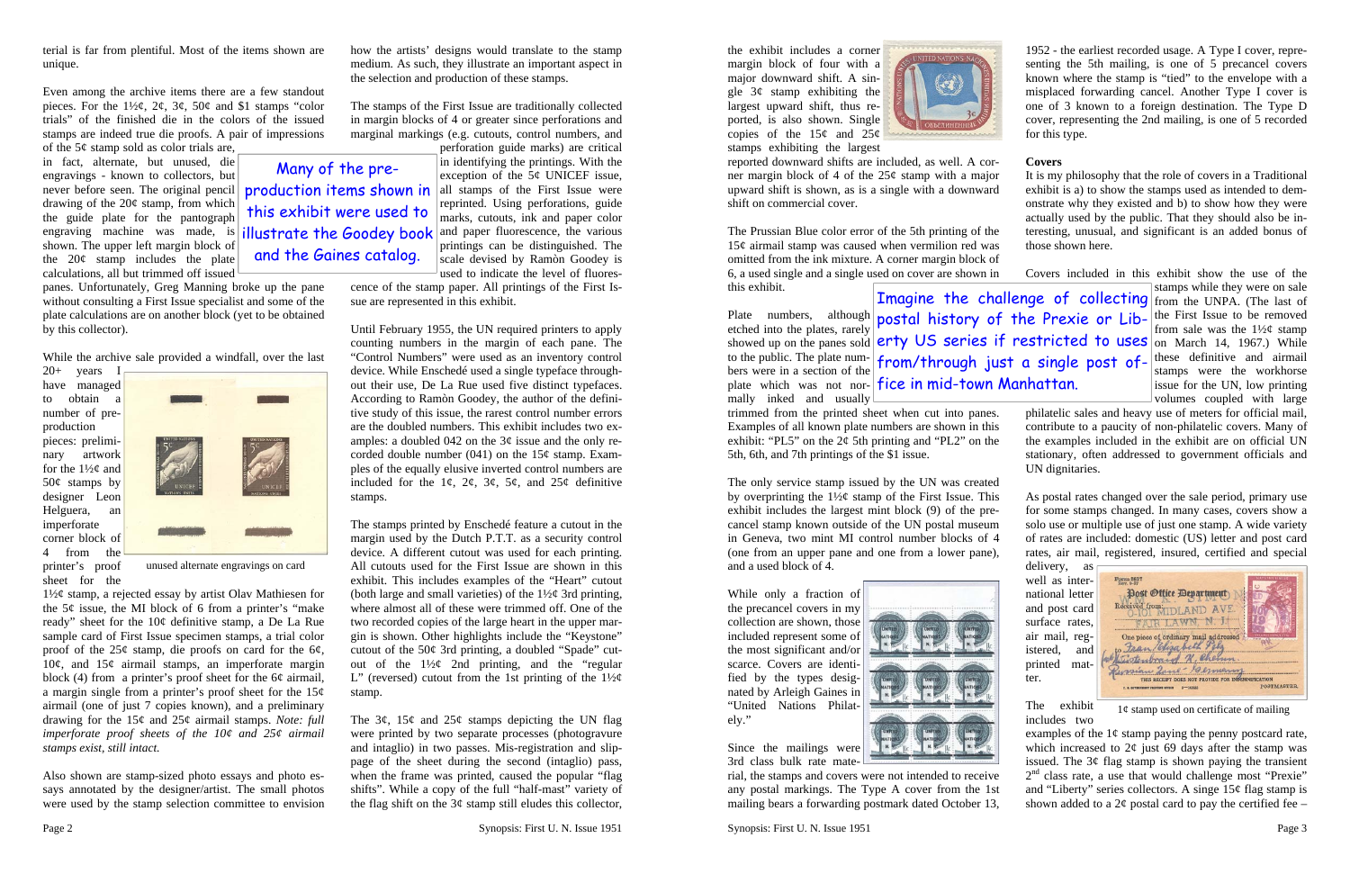terial is far from plentiful. Most of the items shown are unique.

Even among the archive items there are a few standout pieces. For the 1½¢, 2¢, 3¢, 50¢ and $1 stamps "color trials" of the finished die in the colors of the issued stamps are indeed true die proofs. A pair of impressions of the 5¢ stamp sold as color trials are, in fact, alternate, but unused, die engravings - known to collectors, but never before seen. The original pencil drawing of the 20¢ stamp, from which the guide plate for the pantograph engraving machine was made, is shown. The upper left margin block of the 20¢ stamp includes the plate calculations, all but trimmed off issued panes. Unfortunately, Greg Manning broke up the pane without consulting a First Issue specialist and some of the plate calculations are on another block (yet to be obtained by this collector).

Many of the pre-production items shown in this exhibit were used to illustrate the Goodey book and the Gaines catalog.

While the archive sale provided a windfall, over the last 20+ years I have managed to obtain a number of pre-production pieces: preliminary artwork for the 1½¢ and 50¢ stamps by designer Leon Helguera, an imperforate corner block of 4 from the printer's proof sheet for the 1½¢ stamp, a rejected essay by artist Olav Mathiesen for the 5¢ issue, the MI block of 6 from a printer's "make ready" sheet for the 10¢ definitive stamp, a De La Rue sample card of First Issue specimen stamps, a trial color proof of the 25¢ stamp, die proofs on card for the 6¢, 10¢, and 15¢ airmail stamps, an imperforate margin block (4) from a printer's proof sheet for the 6¢ airmail, a margin single from a printer's proof sheet for the 15¢ airmail (one of just 7 copies known), and a preliminary drawing for the 15¢ and 25¢ airmail stamps. *Note: full imperforate proof sheets of the 10¢ and 25¢ airmail stamps exist, still intact.*

unused alternate engravings on card

Also shown are stamp-sized photo essays and photo essays annotated by the designer/artist. The small photos were used by the stamp selection committee to envision how the artists' designs would translate to the stamp medium. As such, they illustrate an important aspect in the selection and production of these stamps.

The stamps of the First Issue are traditionally collected in margin blocks of 4 or greater since perforations and marginal markings (e.g. cutouts, control numbers, and perforation guide marks) are critical in identifying the printings. With the exception of the 5¢ UNICEF issue, all stamps of the First Issue were reprinted. Using perforations, guide marks, cutouts, ink and paper color and paper fluorescence, the various printings can be distinguished. The scale devised by Ramòn Goodey is used to indicate the level of fluorescence of the stamp paper. All printings of the First Issue are represented in this exhibit.

Until February 1955, the UN required printers to apply counting numbers in the margin of each pane. The "Control Numbers" were used as an inventory control device. While Enschedé used a single typeface throughout their use, De La Rue used five distinct typefaces. According to Ramòn Goodey, the author of the definitive study of this issue, the rarest control number errors are the doubled numbers. This exhibit includes two examples: a doubled 042 on the 3¢ issue and the only recorded double number (041) on the 15¢ stamp. Examples of the equally elusive inverted control numbers are included for the 1¢, 2¢, 3¢, 5¢, and 25¢ definitive stamps.

The stamps printed by Enschedé feature a cutout in the margin used by the Dutch P.T.T. as a security control device. A different cutout was used for each printing. All cutouts used for the First Issue are shown in this exhibit. This includes examples of the "Heart" cutout (both large and small varieties) of the 1½¢ 3rd printing, where almost all of these were trimmed off. One of the two recorded copies of the large heart in the upper margin is shown. Other highlights include the "Keystone" cutout of the 50¢ 3rd printing, a doubled "Spade" cutout of the 1½¢ 2nd printing, and the "regular L" (reversed) cutout from the 1st printing of the 1½¢ stamp.

The 3¢, 15¢ and 25¢ stamps depicting the UN flag were printed by two separate processes (photogravure and intaglio) in two passes. Mis-registration and slippage of the sheet during the second (intaglio) pass, when the frame was printed, caused the popular "flag shifts". While a copy of the full "half-mast" variety of the flag shift on the 3¢ stamp still eludes this collector, the exhibit includes a corner margin block of four with a major downward shift. A single 3¢ stamp exhibiting the largest upward shift, thus reported, is also shown. Single copies of the 15¢ and 25¢ stamps exhibiting the largest reported downward shifts are included, as well. A corner margin block of 4 of the 25¢ stamp with a major upward shift is shown, as is a single with a downward shift on commercial cover.

The Prussian Blue color error of the 5th printing of the 15¢ airmail stamp was caused when vermilion red was omitted from the ink mixture. A corner margin block of 6, a used single and a single used on cover are shown in this exhibit.

Plate numbers, although etched into the plates, rarely showed up on the panes sold to the public. The plate numbers were in a section of the plate which was not normally inked and usually trimmed from the printed sheet when cut into panes. Examples of all known plate numbers are shown in this exhibit: "PL5" on the 2¢ 5th printing and "PL2" on the 5th, 6th, and 7th printings of the $1 issue.

The only service stamp issued by the UN was created by overprinting the 1½¢ stamp of the First Issue. This exhibit includes the largest mint block (9) of the precancel stamp known outside of the UN postal museum in Geneva, two mint MI control number blocks of 4 (one from an upper pane and one from a lower pane), and a used block of 4.

While only a fraction of the precancel covers in my collection are shown, those included represent some of the most significant and/or scarce. Covers are identified by the types designated by Arleigh Gaines in "United Nations Philately."

Since the mailings were 3rd class bulk rate material, the stamps and covers were not intended to receive any postal markings. The Type A cover from the 1st mailing bears a forwarding postmark dated October 13, 1952 - the earliest recorded usage. A Type I cover, representing the 5th mailing, is one of 5 precancel covers known where the stamp is "tied" to the envelope with a misplaced forwarding cancel. Another Type I cover is one of 3 known to a foreign destination. The Type D cover, representing the 2nd mailing, is one of 5 recorded for this type.

## Covers

It is my philosophy that the role of covers in a Traditional exhibit is a) to show the stamps used as intended to demonstrate why they existed and b) to show how they were actually used by the public. That they should also be interesting, unusual, and significant is an added bonus of those shown here.

Imagine the challenge of collecting postal history of the Prexie or Liberty US series if restricted to uses from/through just a single post office in mid-town Manhattan.

Covers included in this exhibit show the use of the stamps while they were on sale from the UNPA. (The last of the First Issue to be removed from sale was the 1½¢ stamp on March 14, 1967.) While these definitive and airmail stamps were the workhorse issue for the UN, low printing volumes coupled with large philatelic sales and heavy use of meters for official mail, contribute to a paucity of non-philatelic covers. Many of the examples included in the exhibit are on official UN stationary, often addressed to government officials and UN dignitaries.

As postal rates changed over the sale period, primary use for some stamps changed. In many cases, covers show a solo use or multiple use of just one stamp. A wide variety of rates are included: domestic (US) letter and post card rates, air mail, registered, insured, certified and special delivery, as well as international letter and post card surface rates, air mail, registered, and printed matter.

1¢ stamp used on certificate of mailing

The exhibit includes two examples of the 1¢ stamp paying the penny postcard rate, which increased to 2¢ just 69 days after the stamp was issued. The 3¢ flag stamp is shown paying the transient 2nd class rate, a use that would challenge most "Prexie" and "Liberty" series collectors. A singe 15¢ flag stamp is shown added to a 2¢ postal card to pay the certified fee –